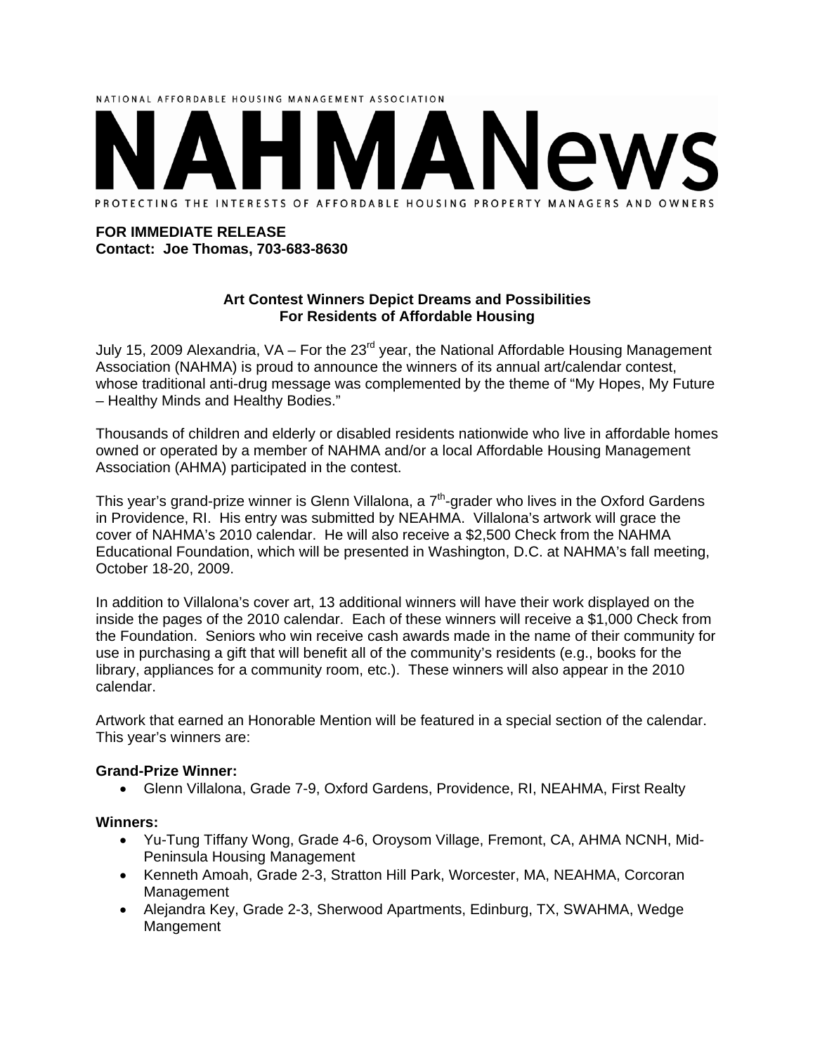NATIONAL AFFORDABLE HOUSING MANAGEMENT ASSOCIATION

# NAHMANews

PROTECTING THE INTERESTS OF AFFORDABLE HOUSING PROPERTY MANAGERS AND OWNERS

**FOR IMMEDIATE RELEASE**
**Contact: Joe Thomas, 703-683-8630**

## Art Contest Winners Depict Dreams and Possibilities For Residents of Affordable Housing

July 15, 2009 Alexandria, VA – For the 23rd year, the National Affordable Housing Management Association (NAHMA) is proud to announce the winners of its annual art/calendar contest, whose traditional anti-drug message was complemented by the theme of "My Hopes, My Future – Healthy Minds and Healthy Bodies."

Thousands of children and elderly or disabled residents nationwide who live in affordable homes owned or operated by a member of NAHMA and/or a local Affordable Housing Management Association (AHMA) participated in the contest.

This year's grand-prize winner is Glenn Villalona, a 7th-grader who lives in the Oxford Gardens in Providence, RI. His entry was submitted by NEAHMA. Villalona's artwork will grace the cover of NAHMA's 2010 calendar. He will also receive a $2,500 Check from the NAHMA Educational Foundation, which will be presented in Washington, D.C. at NAHMA's fall meeting, October 18-20, 2009.

In addition to Villalona's cover art, 13 additional winners will have their work displayed on the inside the pages of the 2010 calendar. Each of these winners will receive a $1,000 Check from the Foundation. Seniors who win receive cash awards made in the name of their community for use in purchasing a gift that will benefit all of the community's residents (e.g., books for the library, appliances for a community room, etc.). These winners will also appear in the 2010 calendar.

Artwork that earned an Honorable Mention will be featured in a special section of the calendar. This year's winners are:

**Grand-Prize Winner:**

- Glenn Villalona, Grade 7-9, Oxford Gardens, Providence, RI, NEAHMA, First Realty

**Winners:**

- Yu-Tung Tiffany Wong, Grade 4-6, Oroysom Village, Fremont, CA, AHMA NCNH, Mid-Peninsula Housing Management
- Kenneth Amoah, Grade 2-3, Stratton Hill Park, Worcester, MA, NEAHMA, Corcoran Management
- Alejandra Key, Grade 2-3, Sherwood Apartments, Edinburg, TX, SWAHMA, Wedge Mangement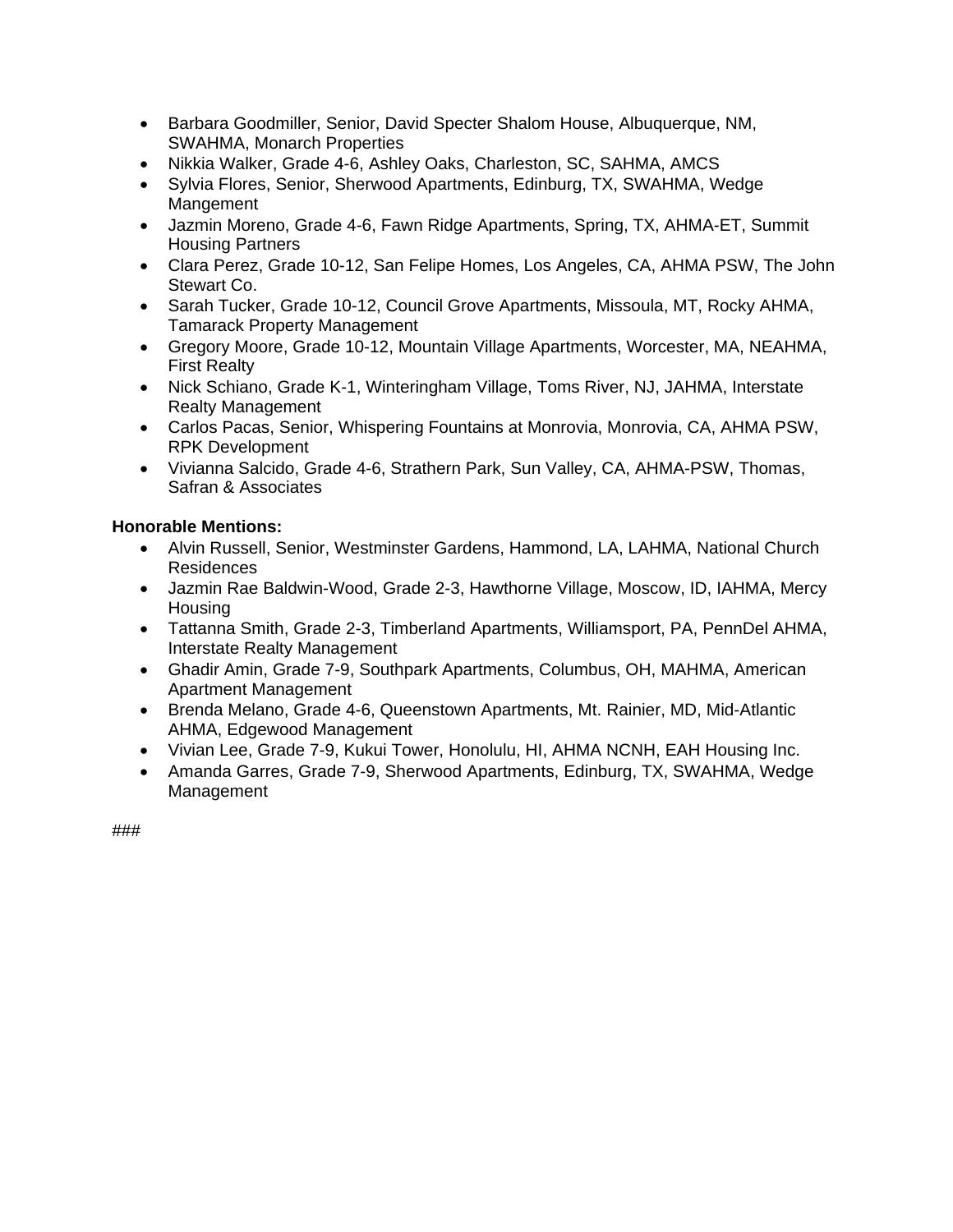- Barbara Goodmiller, Senior, David Specter Shalom House, Albuquerque, NM, SWAHMA, Monarch Properties
- Nikkia Walker, Grade 4-6, Ashley Oaks, Charleston, SC, SAHMA, AMCS
- Sylvia Flores, Senior, Sherwood Apartments, Edinburg, TX, SWAHMA, Wedge Mangement
- Jazmin Moreno, Grade 4-6, Fawn Ridge Apartments, Spring, TX, AHMA-ET, Summit Housing Partners
- Clara Perez, Grade 10-12, San Felipe Homes, Los Angeles, CA, AHMA PSW, The John Stewart Co.
- Sarah Tucker, Grade 10-12, Council Grove Apartments, Missoula, MT, Rocky AHMA, Tamarack Property Management
- Gregory Moore, Grade 10-12, Mountain Village Apartments, Worcester, MA, NEAHMA, First Realty
- Nick Schiano, Grade K-1, Winteringham Village, Toms River, NJ, JAHMA, Interstate Realty Management
- Carlos Pacas, Senior, Whispering Fountains at Monrovia, Monrovia, CA, AHMA PSW, RPK Development
- Vivianna Salcido, Grade 4-6, Strathern Park, Sun Valley, CA, AHMA-PSW, Thomas, Safran & Associates

**Honorable Mentions:**

- Alvin Russell, Senior, Westminster Gardens, Hammond, LA, LAHMA, National Church Residences
- Jazmin Rae Baldwin-Wood, Grade 2-3, Hawthorne Village, Moscow, ID, IAHMA, Mercy Housing
- Tattanna Smith, Grade 2-3, Timberland Apartments, Williamsport, PA, PennDel AHMA, Interstate Realty Management
- Ghadir Amin, Grade 7-9, Southpark Apartments, Columbus, OH, MAHMA, American Apartment Management
- Brenda Melano, Grade 4-6, Queenstown Apartments, Mt. Rainier, MD, Mid-Atlantic AHMA, Edgewood Management
- Vivian Lee, Grade 7-9, Kukui Tower, Honolulu, HI, AHMA NCNH, EAH Housing Inc.
- Amanda Garres, Grade 7-9, Sherwood Apartments, Edinburg, TX, SWAHMA, Wedge Management

###